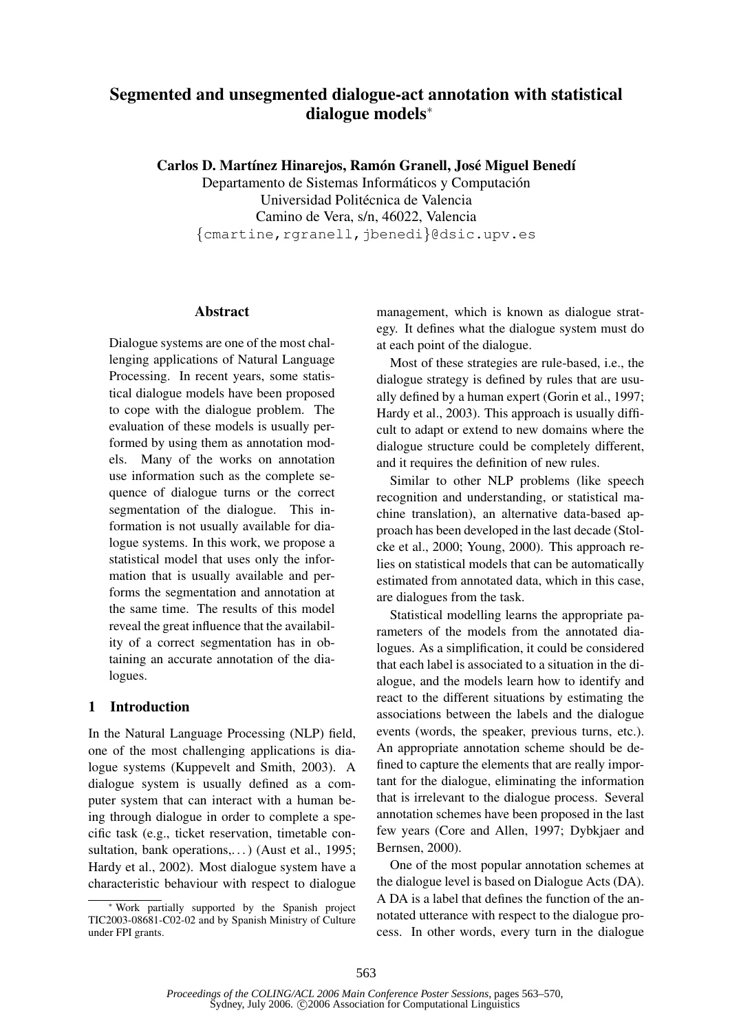# Segmented and unsegmented dialogue-act annotation with statistical dialogue models*

**Carlos D. Martínez Hinarejos, Ramón Granell, José Miguel Benedí**
Departamento de Sistemas Informáticos y Computación
Universidad Politécnica de Valencia
Camino de Vera, s/n, 46022, Valencia
{cmartine,rgranell,jbenedi}@dsic.upv.es

## Abstract

Dialogue systems are one of the most challenging applications of Natural Language Processing. In recent years, some statistical dialogue models have been proposed to cope with the dialogue problem. The evaluation of these models is usually performed by using them as annotation models. Many of the works on annotation use information such as the complete sequence of dialogue turns or the correct segmentation of the dialogue. This information is not usually available for dialogue systems. In this work, we propose a statistical model that uses only the information that is usually available and performs the segmentation and annotation at the same time. The results of this model reveal the great influence that the availability of a correct segmentation has in obtaining an accurate annotation of the dialogues.

## 1 Introduction

In the Natural Language Processing (NLP) field, one of the most challenging applications is dialogue systems (Kuppevelt and Smith, 2003). A dialogue system is usually defined as a computer system that can interact with a human being through dialogue in order to complete a specific task (e.g., ticket reservation, timetable consultation, bank operations,...) (Aust et al., 1995; Hardy et al., 2002). Most dialogue system have a characteristic behaviour with respect to dialogue management, which is known as dialogue strategy. It defines what the dialogue system must do at each point of the dialogue.

Most of these strategies are rule-based, i.e., the dialogue strategy is defined by rules that are usually defined by a human expert (Gorin et al., 1997; Hardy et al., 2003). This approach is usually difficult to adapt or extend to new domains where the dialogue structure could be completely different, and it requires the definition of new rules.

Similar to other NLP problems (like speech recognition and understanding, or statistical machine translation), an alternative data-based approach has been developed in the last decade (Stolcke et al., 2000; Young, 2000). This approach relies on statistical models that can be automatically estimated from annotated data, which in this case, are dialogues from the task.

Statistical modelling learns the appropriate parameters of the models from the annotated dialogues. As a simplification, it could be considered that each label is associated to a situation in the dialogue, and the models learn how to identify and react to the different situations by estimating the associations between the labels and the dialogue events (words, the speaker, previous turns, etc.). An appropriate annotation scheme should be defined to capture the elements that are really important for the dialogue, eliminating the information that is irrelevant to the dialogue process. Several annotation schemes have been proposed in the last few years (Core and Allen, 1997; Dybkjaer and Bernsen, 2000).

One of the most popular annotation schemes at the dialogue level is based on Dialogue Acts (DA). A DA is a label that defines the function of the annotated utterance with respect to the dialogue process. In other words, every turn in the dialogue

* Work partially supported by the Spanish project TIC2003-08681-C02-02 and by Spanish Ministry of Culture under FPI grants.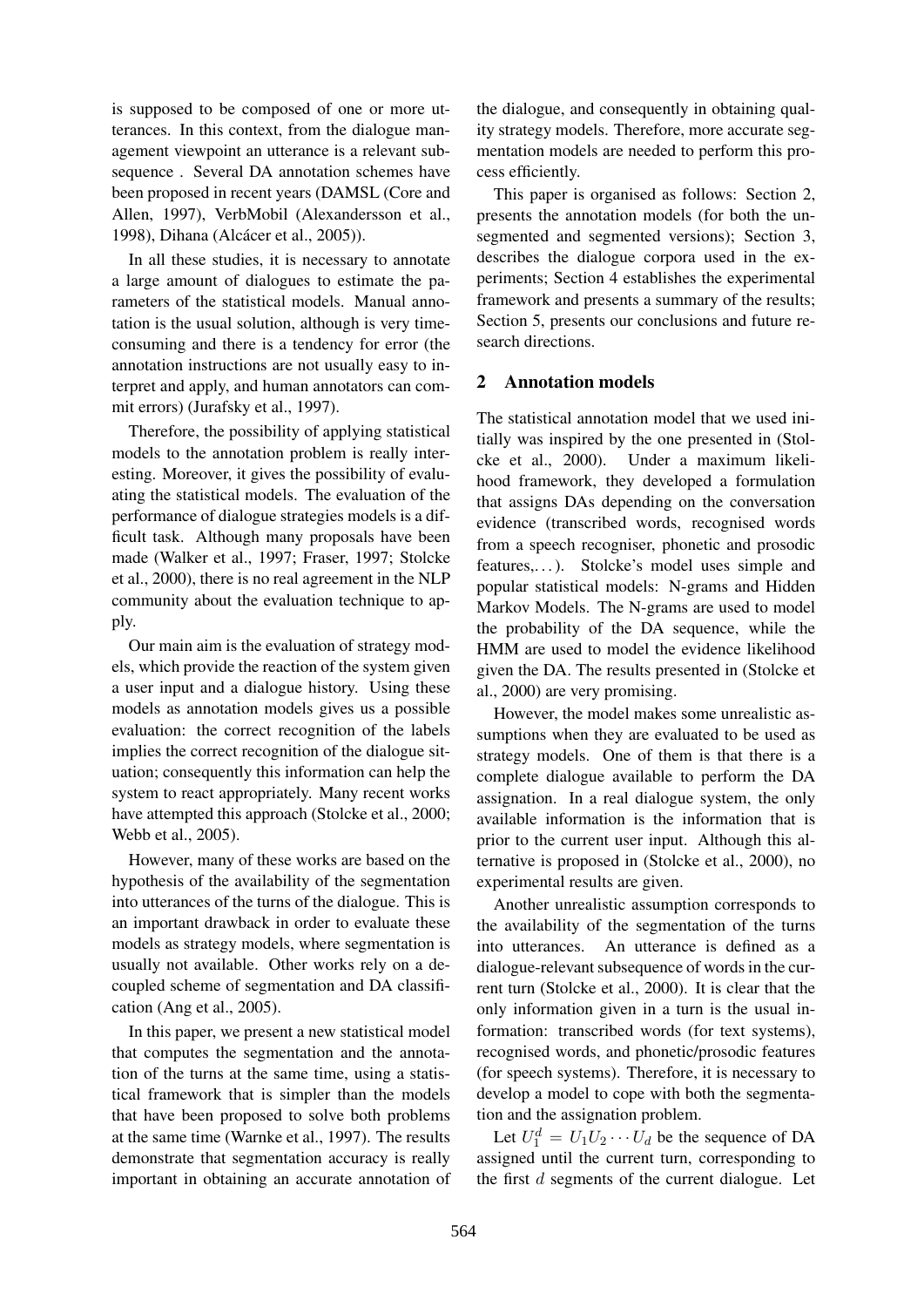is supposed to be composed of one or more utterances. In this context, from the dialogue management viewpoint an utterance is a relevant subsequence . Several DA annotation schemes have been proposed in recent years (DAMSL (Core and Allen, 1997), VerbMobil (Alexandersson et al., 1998), Dihana (Alcácer et al., 2005)).

In all these studies, it is necessary to annotate a large amount of dialogues to estimate the parameters of the statistical models. Manual annotation is the usual solution, although is very time-consuming and there is a tendency for error (the annotation instructions are not usually easy to interpret and apply, and human annotators can commit errors) (Jurafsky et al., 1997).

Therefore, the possibility of applying statistical models to the annotation problem is really interesting. Moreover, it gives the possibility of evaluating the statistical models. The evaluation of the performance of dialogue strategies models is a difficult task. Although many proposals have been made (Walker et al., 1997; Fraser, 1997; Stolcke et al., 2000), there is no real agreement in the NLP community about the evaluation technique to apply.

Our main aim is the evaluation of strategy models, which provide the reaction of the system given a user input and a dialogue history. Using these models as annotation models gives us a possible evaluation: the correct recognition of the labels implies the correct recognition of the dialogue situation; consequently this information can help the system to react appropriately. Many recent works have attempted this approach (Stolcke et al., 2000; Webb et al., 2005).

However, many of these works are based on the hypothesis of the availability of the segmentation into utterances of the turns of the dialogue. This is an important drawback in order to evaluate these models as strategy models, where segmentation is usually not available. Other works rely on a decoupled scheme of segmentation and DA classification (Ang et al., 2005).

In this paper, we present a new statistical model that computes the segmentation and the annotation of the turns at the same time, using a statistical framework that is simpler than the models that have been proposed to solve both problems at the same time (Warnke et al., 1997). The results demonstrate that segmentation accuracy is really important in obtaining an accurate annotation of the dialogue, and consequently in obtaining quality strategy models. Therefore, more accurate segmentation models are needed to perform this process efficiently.

This paper is organised as follows: Section 2, presents the annotation models (for both the unsegmented and segmented versions); Section 3, describes the dialogue corpora used in the experiments; Section 4 establishes the experimental framework and presents a summary of the results; Section 5, presents our conclusions and future research directions.

## 2 Annotation models

The statistical annotation model that we used initially was inspired by the one presented in (Stolcke et al., 2000). Under a maximum likelihood framework, they developed a formulation that assigns DAs depending on the conversation evidence (transcribed words, recognised words from a speech recogniser, phonetic and prosodic features,...). Stolcke's model uses simple and popular statistical models: N-grams and Hidden Markov Models. The N-grams are used to model the probability of the DA sequence, while the HMM are used to model the evidence likelihood given the DA. The results presented in (Stolcke et al., 2000) are very promising.

However, the model makes some unrealistic assumptions when they are evaluated to be used as strategy models. One of them is that there is a complete dialogue available to perform the DA assignation. In a real dialogue system, the only available information is the information that is prior to the current user input. Although this alternative is proposed in (Stolcke et al., 2000), no experimental results are given.

Another unrealistic assumption corresponds to the availability of the segmentation of the turns into utterances. An utterance is defined as a dialogue-relevant subsequence of words in the current turn (Stolcke et al., 2000). It is clear that the only information given in a turn is the usual information: transcribed words (for text systems), recognised words, and phonetic/prosodic features (for speech systems). Therefore, it is necessary to develop a model to cope with both the segmentation and the assignation problem.

Let $U_1^d = U_1 U_2 \cdots U_d$ be the sequence of DA assigned until the current turn, corresponding to the first $d$ segments of the current dialogue. Let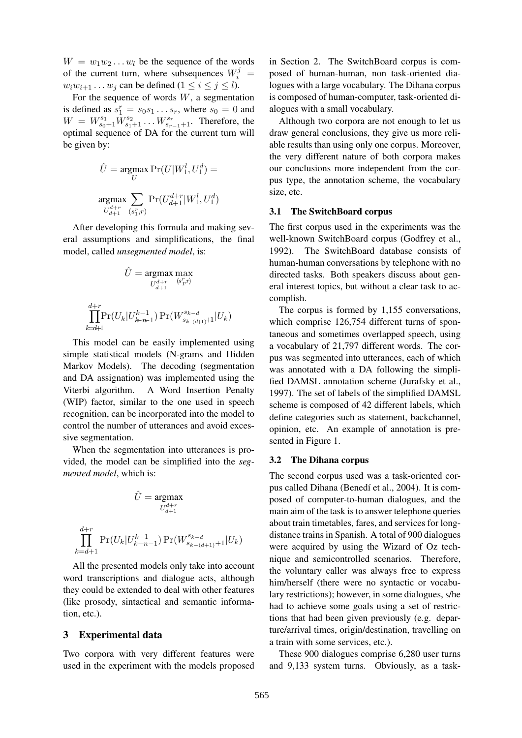$W = w_1 w_2 \dots w_l$ be the sequence of the words of the current turn, where subsequences $W_i^j = w_i w_{i+1} \dots w_j$ can be defined ($1 \leq i \leq j \leq l$).

For the sequence of words $W$, a segmentation is defined as $s_1^r = s_0 s_1 \dots s_r$, where $s_0 = 0$ and $W = W_{s_0+1}^{s_1} W_{s_1+1}^{s_2} \dots W_{s_{r-1}+1}^{s_r}$. Therefore, the optimal sequence of DA for the current turn will be given by:

$$\hat{U} = \underset{U}{\operatorname{argmax}} \Pr(U | W_1^l, U_1^d) =$$

$$\underset{U_{d+1}^{d+r}}{\operatorname{argmax}} \sum_{(s_1^r, r)} \Pr(U_{d+1}^{d+r} | W_1^l, U_1^d)$$

After developing this formula and making several assumptions and simplifications, the final model, called *unsegmented model*, is:

$$\hat{U} = \underset{U_{d+1}^{d+r}}{\operatorname{argmax}} \max_{(s_1^r, r)}$$

$$\prod_{k=d+1}^{d+r} \Pr(U_k | U_{k-n-1}^{k-1}) \Pr(W_{s_{k-(d+1)}+1}^{s_{k-d}} | U_k)$$

This model can be easily implemented using simple statistical models (N-grams and Hidden Markov Models). The decoding (segmentation and DA assignation) was implemented using the Viterbi algorithm. A Word Insertion Penalty (WIP) factor, similar to the one used in speech recognition, can be incorporated into the model to control the number of utterances and avoid excessive segmentation.

When the segmentation into utterances is provided, the model can be simplified into the *segmented model*, which is:

$$\hat{U} = \underset{U_{d+1}^{d+r}}{\operatorname{argmax}}$$

$$\prod_{k=d+1}^{d+r} \Pr(U_k | U_{k-n-1}^{k-1}) \Pr(W_{s_{k-(d+1)}+1}^{s_{k-d}} | U_k)$$

All the presented models only take into account word transcriptions and dialogue acts, although they could be extended to deal with other features (like prosody, sintactical and semantic information, etc.).

## 3 Experimental data

Two corpora with very different features were used in the experiment with the models proposed in Section 2. The SwitchBoard corpus is composed of human-human, non task-oriented dialogues with a large vocabulary. The Dihana corpus is composed of human-computer, task-oriented dialogues with a small vocabulary.

Although two corpora are not enough to let us draw general conclusions, they give us more reliable results than using only one corpus. Moreover, the very different nature of both corpora makes our conclusions more independent from the corpus type, the annotation scheme, the vocabulary size, etc.

### 3.1 The SwitchBoard corpus

The first corpus used in the experiments was the well-known SwitchBoard corpus (Godfrey et al., 1992). The SwitchBoard database consists of human-human conversations by telephone with no directed tasks. Both speakers discuss about general interest topics, but without a clear task to accomplish.

The corpus is formed by 1,155 conversations, which comprise 126,754 different turns of spontaneous and sometimes overlapped speech, using a vocabulary of 21,797 different words. The corpus was segmented into utterances, each of which was annotated with a DA following the simplified DAMSL annotation scheme (Jurafsky et al., 1997). The set of labels of the simplified DAMSL scheme is composed of 42 different labels, which define categories such as statement, backchannel, opinion, etc. An example of annotation is presented in Figure 1.

### 3.2 The Dihana corpus

The second corpus used was a task-oriented corpus called Dihana (Benedí et al., 2004). It is composed of computer-to-human dialogues, and the main aim of the task is to answer telephone queries about train timetables, fares, and services for long-distance trains in Spanish. A total of 900 dialogues were acquired by using the Wizard of Oz technique and semicontrolled scenarios. Therefore, the voluntary caller was always free to express him/herself (there were no syntactic or vocabulary restrictions); however, in some dialogues, s/he had to achieve some goals using a set of restrictions that had been given previously (e.g. departure/arrival times, origin/destination, travelling on a train with some services, etc.).

These 900 dialogues comprise 6,280 user turns and 9,133 system turns. Obviously, as a task-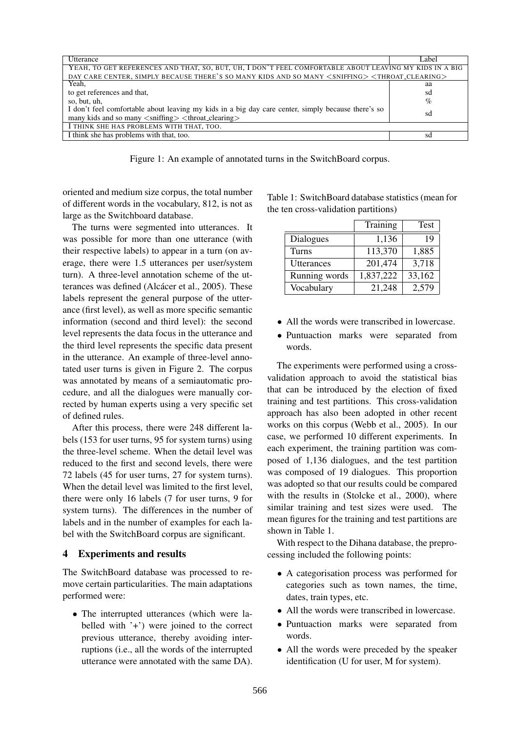| Utterance | Label |
|---|---|
| YEAH, TO GET REFERENCES AND THAT, SO, BUT, UH, I DON'T FEEL COMFORTABLE ABOUT LEAVING MY KIDS IN A BIG DAY CARE CENTER, SIMPLY BECAUSE THERE'S SO MANY KIDS AND SO MANY <SNIFFING> <THROAT_CLEARING> | |
| Yeah, | aa |
| to get references and that, | sd |
| so, but, uh, | % |
| I don't feel comfortable about leaving my kids in a big day care center, simply because there's so many kids and so many <sniffing> <throat_clearing> | sd |
| I THINK SHE HAS PROBLEMS WITH THAT, TOO. | |
| I think she has problems with that, too. | sd |

Figure 1: An example of annotated turns in the SwitchBoard corpus.

oriented and medium size corpus, the total number of different words in the vocabulary, 812, is not as large as the Switchboard database.

The turns were segmented into utterances. It was possible for more than one utterance (with their respective labels) to appear in a turn (on average, there were 1.5 utterances per user/system turn). A three-level annotation scheme of the utterances was defined (Alcácer et al., 2005). These labels represent the general purpose of the utterance (first level), as well as more specific semantic information (second and third level): the second level represents the data focus in the utterance and the third level represents the specific data present in the utterance. An example of three-level annotated user turns is given in Figure 2. The corpus was annotated by means of a semiautomatic procedure, and all the dialogues were manually corrected by human experts using a very specific set of defined rules.

After this process, there were 248 different labels (153 for user turns, 95 for system turns) using the three-level scheme. When the detail level was reduced to the first and second levels, there were 72 labels (45 for user turns, 27 for system turns). When the detail level was limited to the first level, there were only 16 labels (7 for user turns, 9 for system turns). The differences in the number of labels and in the number of examples for each label with the SwitchBoard corpus are significant.

## 4 Experiments and results

The SwitchBoard database was processed to remove certain particularities. The main adaptations performed were:

- The interrupted utterances (which were labelled with '+') were joined to the correct previous utterance, thereby avoiding interruptions (i.e., all the words of the interrupted utterance were annotated with the same DA).

Table 1: SwitchBoard database statistics (mean for the ten cross-validation partitions)

| | Training | Test |
|---|---|---|
| Dialogues | 1,136 | 19 |
| Turns | 113,370 | 1,885 |
| Utterances | 201,474 | 3,718 |
| Running words | 1,837,222 | 33,162 |
| Vocabulary | 21,248 | 2,579 |

- All the words were transcribed in lowercase.
- Puntuaction marks were separated from words.

The experiments were performed using a cross-validation approach to avoid the statistical bias that can be introduced by the election of fixed training and test partitions. This cross-validation approach has also been adopted in other recent works on this corpus (Webb et al., 2005). In our case, we performed 10 different experiments. In each experiment, the training partition was composed of 1,136 dialogues, and the test partition was composed of 19 dialogues. This proportion was adopted so that our results could be compared with the results in (Stolcke et al., 2000), where similar training and test sizes were used. The mean figures for the training and test partitions are shown in Table 1.

With respect to the Dihana database, the preprocessing included the following points:

- A categorisation process was performed for categories such as town names, the time, dates, train types, etc.
- All the words were transcribed in lowercase.
- Puntuaction marks were separated from words.
- All the words were preceded by the speaker identification (U for user, M for system).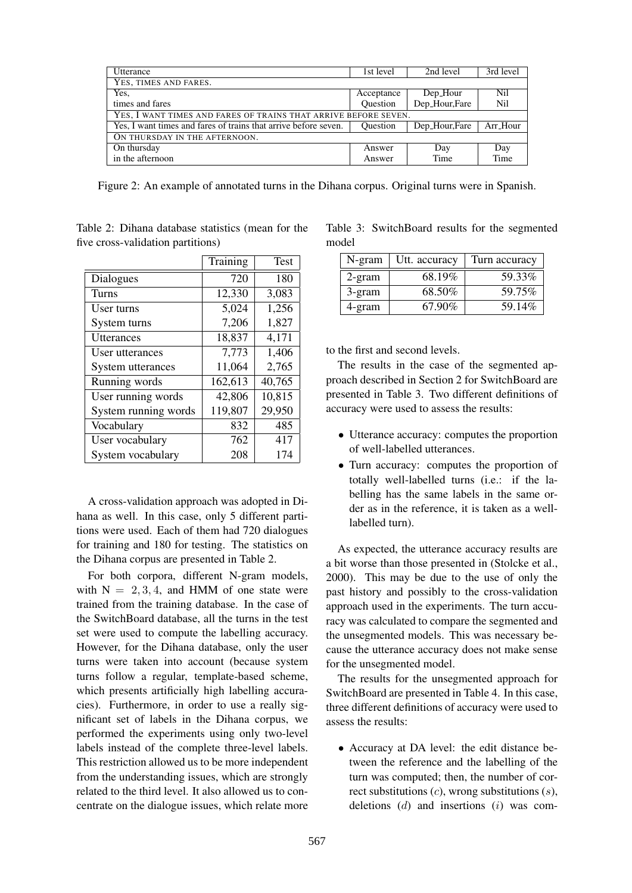| Utterance | 1st level | 2nd level | 3rd level |
|---|---|---|---|
| YES, TIMES AND FARES. | | | |
| Yes, | Acceptance | Dep_Hour | Nil |
| times and fares | Question | Dep_Hour,Fare | Nil |
| YES, I WANT TIMES AND FARES OF TRAINS THAT ARRIVE BEFORE SEVEN. | | | |
| Yes, I want times and fares of trains that arrive before seven. | Question | Dep_Hour,Fare | Arr_Hour |
| ON THURSDAY IN THE AFTERNOON. | | | |
| On thursday | Answer | Day | Day |
| in the afternoon | Answer | Time | Time |

Figure 2: An example of annotated turns in the Dihana corpus. Original turns were in Spanish.

Table 2: Dihana database statistics (mean for the five cross-validation partitions)

| | Training | Test |
|---|---|---|
| Dialogues | 720 | 180 |
| Turns | 12,330 | 3,083 |
| User turns | 5,024 | 1,256 |
| System turns | 7,206 | 1,827 |
| Utterances | 18,837 | 4,171 |
| User utterances | 7,773 | 1,406 |
| System utterances | 11,064 | 2,765 |
| Running words | 162,613 | 40,765 |
| User running words | 42,806 | 10,815 |
| System running words | 119,807 | 29,950 |
| Vocabulary | 832 | 485 |
| User vocabulary | 762 | 417 |
| System vocabulary | 208 | 174 |

A cross-validation approach was adopted in Dihana as well. In this case, only 5 different partitions were used. Each of them had 720 dialogues for training and 180 for testing. The statistics on the Dihana corpus are presented in Table 2.

For both corpora, different N-gram models, with $\mathrm{N} = 2, 3, 4$, and HMM of one state were trained from the training database. In the case of the SwitchBoard database, all the turns in the test set were used to compute the labelling accuracy. However, for the Dihana database, only the user turns were taken into account (because system turns follow a regular, template-based scheme, which presents artificially high labelling accuracies). Furthermore, in order to use a really significant set of labels in the Dihana corpus, we performed the experiments using only two-level labels instead of the complete three-level labels. This restriction allowed us to be more independent from the understanding issues, which are strongly related to the third level. It also allowed us to concentrate on the dialogue issues, which relate more to the first and second levels.

Table 3: SwitchBoard results for the segmented model

| N-gram | Utt. accuracy | Turn accuracy |
|---|---|---|
| 2-gram | 68.19% | 59.33% |
| 3-gram | 68.50% | 59.75% |
| 4-gram | 67.90% | 59.14% |

The results in the case of the segmented approach described in Section 2 for SwitchBoard are presented in Table 3. Two different definitions of accuracy were used to assess the results:

- Utterance accuracy: computes the proportion of well-labelled utterances.
- Turn accuracy: computes the proportion of totally well-labelled turns (i.e.: if the labelling has the same labels in the same order as in the reference, it is taken as a well-labelled turn).

As expected, the utterance accuracy results are a bit worse than those presented in (Stolcke et al., 2000). This may be due to the use of only the past history and possibly to the cross-validation approach used in the experiments. The turn accuracy was calculated to compare the segmented and the unsegmented models. This was necessary because the utterance accuracy does not make sense for the unsegmented model.

The results for the unsegmented approach for SwitchBoard are presented in Table 4. In this case, three different definitions of accuracy were used to assess the results:

- Accuracy at DA level: the edit distance between the reference and the labelling of the turn was computed; then, the number of correct substitutions ($c$), wrong substitutions ($s$), deletions ($d$) and insertions ($i$) was com-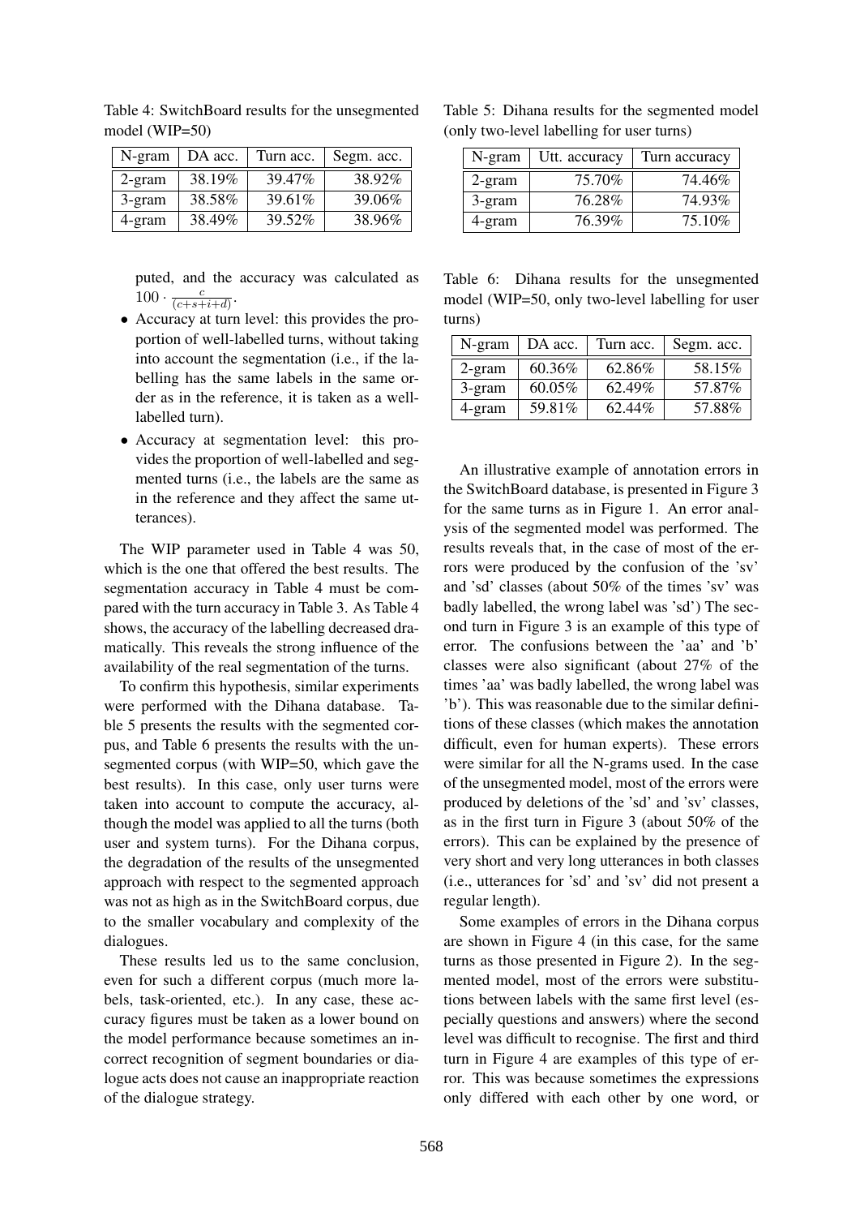Table 4: SwitchBoard results for the unsegmented model (WIP=50)

| N-gram | DA acc. | Turn acc. | Segm. acc. |
|---|---|---|---|
| 2-gram | 38.19% | 39.47% | 38.92% |
| 3-gram | 38.58% | 39.61% | 39.06% |
| 4-gram | 38.49% | 39.52% | 38.96% |

puted, and the accuracy was calculated as $100 \cdot \frac{c}{(c+s+i+d)}$.

- Accuracy at turn level: this provides the proportion of well-labelled turns, without taking into account the segmentation (i.e., if the labelling has the same labels in the same order as in the reference, it is taken as a well-labelled turn).
- Accuracy at segmentation level: this provides the proportion of well-labelled and segmented turns (i.e., the labels are the same as in the reference and they affect the same utterances).

The WIP parameter used in Table 4 was 50, which is the one that offered the best results. The segmentation accuracy in Table 4 must be compared with the turn accuracy in Table 3. As Table 4 shows, the accuracy of the labelling decreased dramatically. This reveals the strong influence of the availability of the real segmentation of the turns.

To confirm this hypothesis, similar experiments were performed with the Dihana database. Table 5 presents the results with the segmented corpus, and Table 6 presents the results with the unsegmented corpus (with WIP=50, which gave the best results). In this case, only user turns were taken into account to compute the accuracy, although the model was applied to all the turns (both user and system turns). For the Dihana corpus, the degradation of the results of the unsegmented approach with respect to the segmented approach was not as high as in the SwitchBoard corpus, due to the smaller vocabulary and complexity of the dialogues.

These results led us to the same conclusion, even for such a different corpus (much more labels, task-oriented, etc.). In any case, these accuracy figures must be taken as a lower bound on the model performance because sometimes an incorrect recognition of segment boundaries or dialogue acts does not cause an inappropriate reaction of the dialogue strategy.

Table 5: Dihana results for the segmented model (only two-level labelling for user turns)

| N-gram | Utt. accuracy | Turn accuracy |
|---|---|---|
| 2-gram | 75.70% | 74.46% |
| 3-gram | 76.28% | 74.93% |
| 4-gram | 76.39% | 75.10% |

Table 6: Dihana results for the unsegmented model (WIP=50, only two-level labelling for user turns)

| N-gram | DA acc. | Turn acc. | Segm. acc. |
|---|---|---|---|
| 2-gram | 60.36% | 62.86% | 58.15% |
| 3-gram | 60.05% | 62.49% | 57.87% |
| 4-gram | 59.81% | 62.44% | 57.88% |

An illustrative example of annotation errors in the SwitchBoard database, is presented in Figure 3 for the same turns as in Figure 1. An error analysis of the segmented model was performed. The results reveals that, in the case of most of the errors were produced by the confusion of the 'sv' and 'sd' classes (about 50% of the times 'sv' was badly labelled, the wrong label was 'sd') The second turn in Figure 3 is an example of this type of error. The confusions between the 'aa' and 'b' classes were also significant (about 27% of the times 'aa' was badly labelled, the wrong label was 'b'). This was reasonable due to the similar definitions of these classes (which makes the annotation difficult, even for human experts). These errors were similar for all the N-grams used. In the case of the unsegmented model, most of the errors were produced by deletions of the 'sd' and 'sv' classes, as in the first turn in Figure 3 (about 50% of the errors). This can be explained by the presence of very short and very long utterances in both classes (i.e., utterances for 'sd' and 'sv' did not present a regular length).

Some examples of errors in the Dihana corpus are shown in Figure 4 (in this case, for the same turns as those presented in Figure 2). In the segmented model, most of the errors were substitutions between labels with the same first level (especially questions and answers) where the second level was difficult to recognise. The first and third turn in Figure 4 are examples of this type of error. This was because sometimes the expressions only differed with each other by one word, or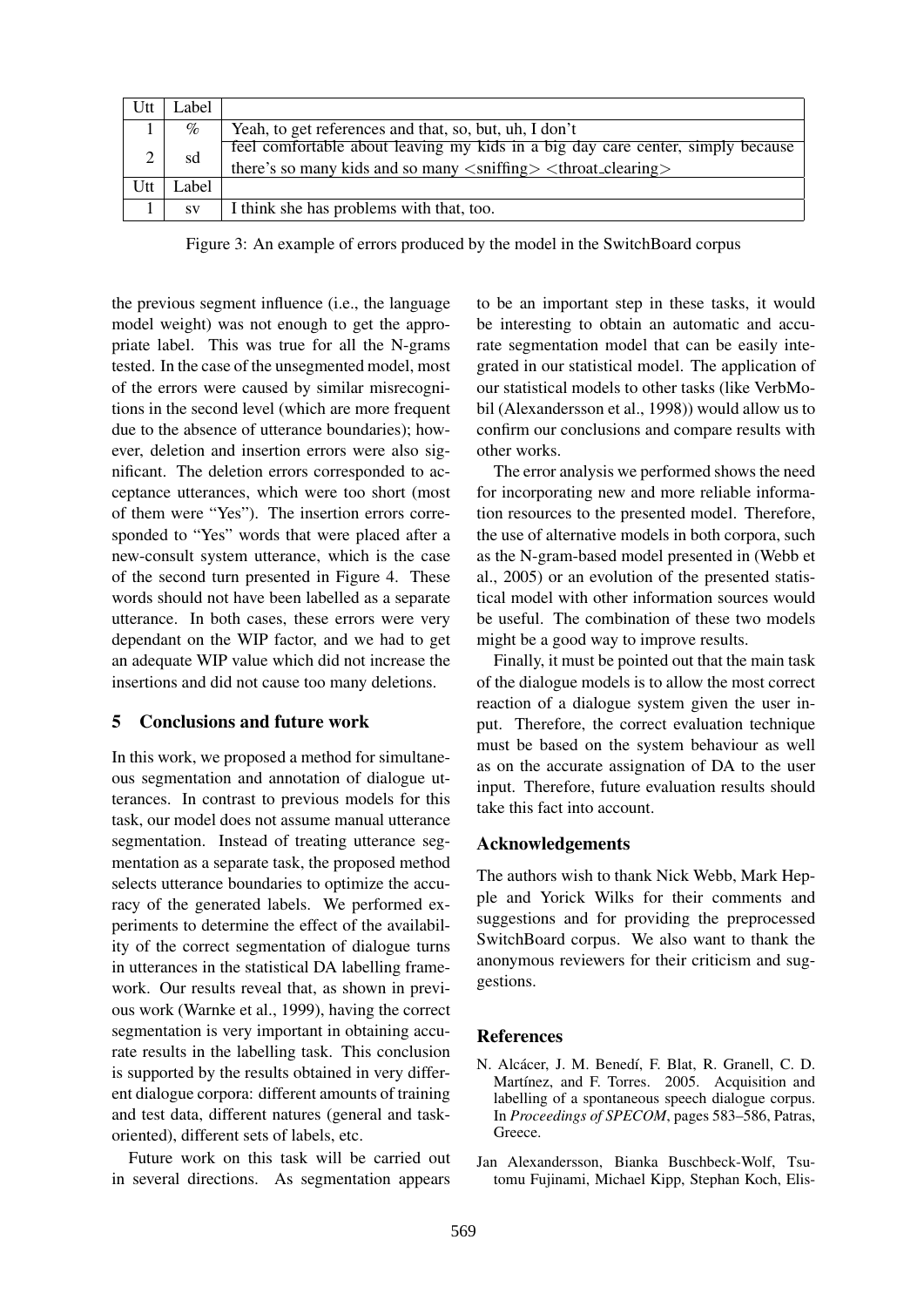| Utt | Label | |
|---|---|---|
| 1 | % | Yeah, to get references and that, so, but, uh, I don't |
| 2 | sd | feel comfortable about leaving my kids in a big day care center, simply because there's so many kids and so many <sniffing> <throat_clearing> |
| Utt | Label | |
| 1 | sv | I think she has problems with that, too. |

Figure 3: An example of errors produced by the model in the SwitchBoard corpus

the previous segment influence (i.e., the language model weight) was not enough to get the appropriate label. This was true for all the N-grams tested. In the case of the unsegmented model, most of the errors were caused by similar misrecognitions in the second level (which are more frequent due to the absence of utterance boundaries); however, deletion and insertion errors were also significant. The deletion errors corresponded to acceptance utterances, which were too short (most of them were "Yes"). The insertion errors corresponded to "Yes" words that were placed after a new-consult system utterance, which is the case of the second turn presented in Figure 4. These words should not have been labelled as a separate utterance. In both cases, these errors were very dependant on the WIP factor, and we had to get an adequate WIP value which did not increase the insertions and did not cause too many deletions.

## 5 Conclusions and future work

In this work, we proposed a method for simultaneous segmentation and annotation of dialogue utterances. In contrast to previous models for this task, our model does not assume manual utterance segmentation. Instead of treating utterance segmentation as a separate task, the proposed method selects utterance boundaries to optimize the accuracy of the generated labels. We performed experiments to determine the effect of the availability of the correct segmentation of dialogue turns in utterances in the statistical DA labelling framework. Our results reveal that, as shown in previous work (Warnke et al., 1999), having the correct segmentation is very important in obtaining accurate results in the labelling task. This conclusion is supported by the results obtained in very different dialogue corpora: different amounts of training and test data, different natures (general and task-oriented), different sets of labels, etc.

Future work on this task will be carried out in several directions. As segmentation appears to be an important step in these tasks, it would be interesting to obtain an automatic and accurate segmentation model that can be easily integrated in our statistical model. The application of our statistical models to other tasks (like VerbMobil (Alexandersson et al., 1998)) would allow us to confirm our conclusions and compare results with other works.

The error analysis we performed shows the need for incorporating new and more reliable information resources to the presented model. Therefore, the use of alternative models in both corpora, such as the N-gram-based model presented in (Webb et al., 2005) or an evolution of the presented statistical model with other information sources would be useful. The combination of these two models might be a good way to improve results.

Finally, it must be pointed out that the main task of the dialogue models is to allow the most correct reaction of a dialogue system given the user input. Therefore, the correct evaluation technique must be based on the system behaviour as well as on the accurate assignation of DA to the user input. Therefore, future evaluation results should take this fact into account.

## Acknowledgements

The authors wish to thank Nick Webb, Mark Hepple and Yorick Wilks for their comments and suggestions and for providing the preprocessed SwitchBoard corpus. We also want to thank the anonymous reviewers for their criticism and suggestions.

## References

N. Alcácer, J. M. Benedí, F. Blat, R. Granell, C. D. Martínez, and F. Torres. 2005. Acquisition and labelling of a spontaneous speech dialogue corpus. In *Proceedings of SPECOM*, pages 583–586, Patras, Greece.

Jan Alexandersson, Bianka Buschbeck-Wolf, Tsutomu Fujinami, Michael Kipp, Stephan Koch, Elis-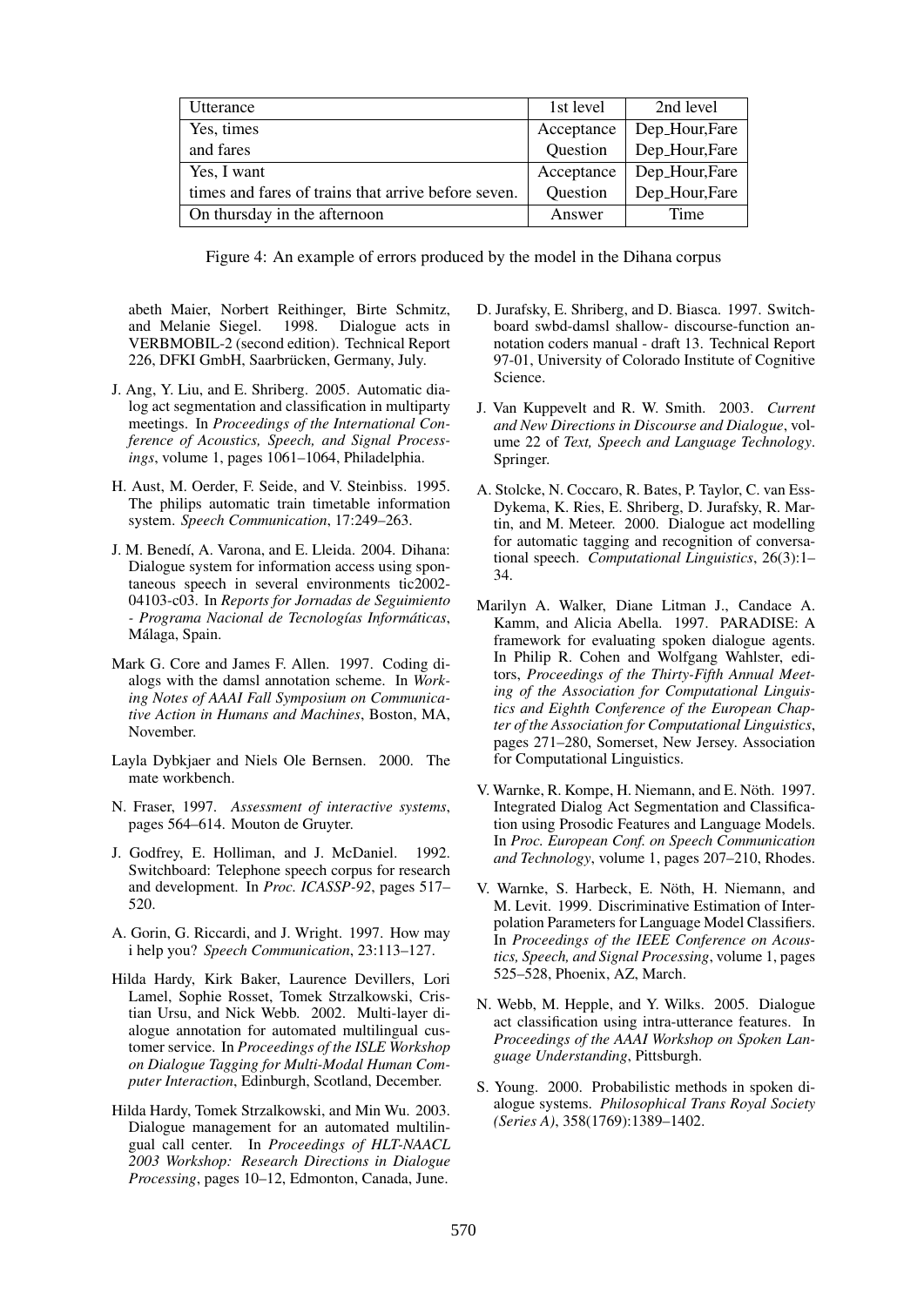| Utterance | 1st level | 2nd level |
|---|---|---|
| Yes, times | Acceptance | Dep_Hour,Fare |
| and fares | Question | Dep_Hour,Fare |
| Yes, I want | Acceptance | Dep_Hour,Fare |
| times and fares of trains that arrive before seven. | Question | Dep_Hour,Fare |
| On thursday in the afternoon | Answer | Time |

Figure 4: An example of errors produced by the model in the Dihana corpus

abeth Maier, Norbert Reithinger, Birte Schmitz, and Melanie Siegel. 1998. Dialogue acts in VERBMOBIL-2 (second edition). Technical Report 226, DFKI GmbH, Saarbrücken, Germany, July.

J. Ang, Y. Liu, and E. Shriberg. 2005. Automatic dialog act segmentation and classification in multiparty meetings. In *Proceedings of the International Conference of Acoustics, Speech, and Signal Processings*, volume 1, pages 1061–1064, Philadelphia.

H. Aust, M. Oerder, F. Seide, and V. Steinbiss. 1995. The philips automatic train timetable information system. *Speech Communication*, 17:249–263.

J. M. Benedí, A. Varona, and E. Lleida. 2004. Dihana: Dialogue system for information access using spontaneous speech in several environments tic2002-04103-c03. In *Reports for Jornadas de Seguimiento - Programa Nacional de Tecnologías Informáticas*, Málaga, Spain.

Mark G. Core and James F. Allen. 1997. Coding dialogs with the damsl annotation scheme. In *Working Notes of AAAI Fall Symposium on Communicative Action in Humans and Machines*, Boston, MA, November.

Layla Dybkjaer and Niels Ole Bernsen. 2000. The mate workbench.

N. Fraser, 1997. *Assessment of interactive systems*, pages 564–614. Mouton de Gruyter.

J. Godfrey, E. Holliman, and J. McDaniel. 1992. Switchboard: Telephone speech corpus for research and development. In *Proc. ICASSP-92*, pages 517–520.

A. Gorin, G. Riccardi, and J. Wright. 1997. How may i help you? *Speech Communication*, 23:113–127.

Hilda Hardy, Kirk Baker, Laurence Devillers, Lori Lamel, Sophie Rosset, Tomek Strzalkowski, Cristian Ursu, and Nick Webb. 2002. Multi-layer dialogue annotation for automated multilingual customer service. In *Proceedings of the ISLE Workshop on Dialogue Tagging for Multi-Modal Human Computer Interaction*, Edinburgh, Scotland, December.

Hilda Hardy, Tomek Strzalkowski, and Min Wu. 2003. Dialogue management for an automated multilingual call center. In *Proceedings of HLT-NAACL 2003 Workshop: Research Directions in Dialogue Processing*, pages 10–12, Edmonton, Canada, June.

D. Jurafsky, E. Shriberg, and D. Biasca. 1997. Switchboard swbd-damsl shallow- discourse-function annotation coders manual - draft 13. Technical Report 97-01, University of Colorado Institute of Cognitive Science.

J. Van Kuppevelt and R. W. Smith. 2003. *Current and New Directions in Discourse and Dialogue*, volume 22 of *Text, Speech and Language Technology*. Springer.

A. Stolcke, N. Coccaro, R. Bates, P. Taylor, C. van Ess-Dykema, K. Ries, E. Shriberg, D. Jurafsky, R. Martin, and M. Meteer. 2000. Dialogue act modelling for automatic tagging and recognition of conversational speech. *Computational Linguistics*, 26(3):1–34.

Marilyn A. Walker, Diane Litman J., Candace A. Kamm, and Alicia Abella. 1997. PARADISE: A framework for evaluating spoken dialogue agents. In Philip R. Cohen and Wolfgang Wahlster, editors, *Proceedings of the Thirty-Fifth Annual Meeting of the Association for Computational Linguistics and Eighth Conference of the European Chapter of the Association for Computational Linguistics*, pages 271–280, Somerset, New Jersey. Association for Computational Linguistics.

V. Warnke, R. Kompe, H. Niemann, and E. Nöth. 1997. Integrated Dialog Act Segmentation and Classification using Prosodic Features and Language Models. In *Proc. European Conf. on Speech Communication and Technology*, volume 1, pages 207–210, Rhodes.

V. Warnke, S. Harbeck, E. Nöth, H. Niemann, and M. Levit. 1999. Discriminative Estimation of Interpolation Parameters for Language Model Classifiers. In *Proceedings of the IEEE Conference on Acoustics, Speech, and Signal Processing*, volume 1, pages 525–528, Phoenix, AZ, March.

N. Webb, M. Hepple, and Y. Wilks. 2005. Dialogue act classification using intra-utterance features. In *Proceedings of the AAAI Workshop on Spoken Language Understanding*, Pittsburgh.

S. Young. 2000. Probabilistic methods in spoken dialogue systems. *Philosophical Trans Royal Society (Series A)*, 358(1769):1389–1402.